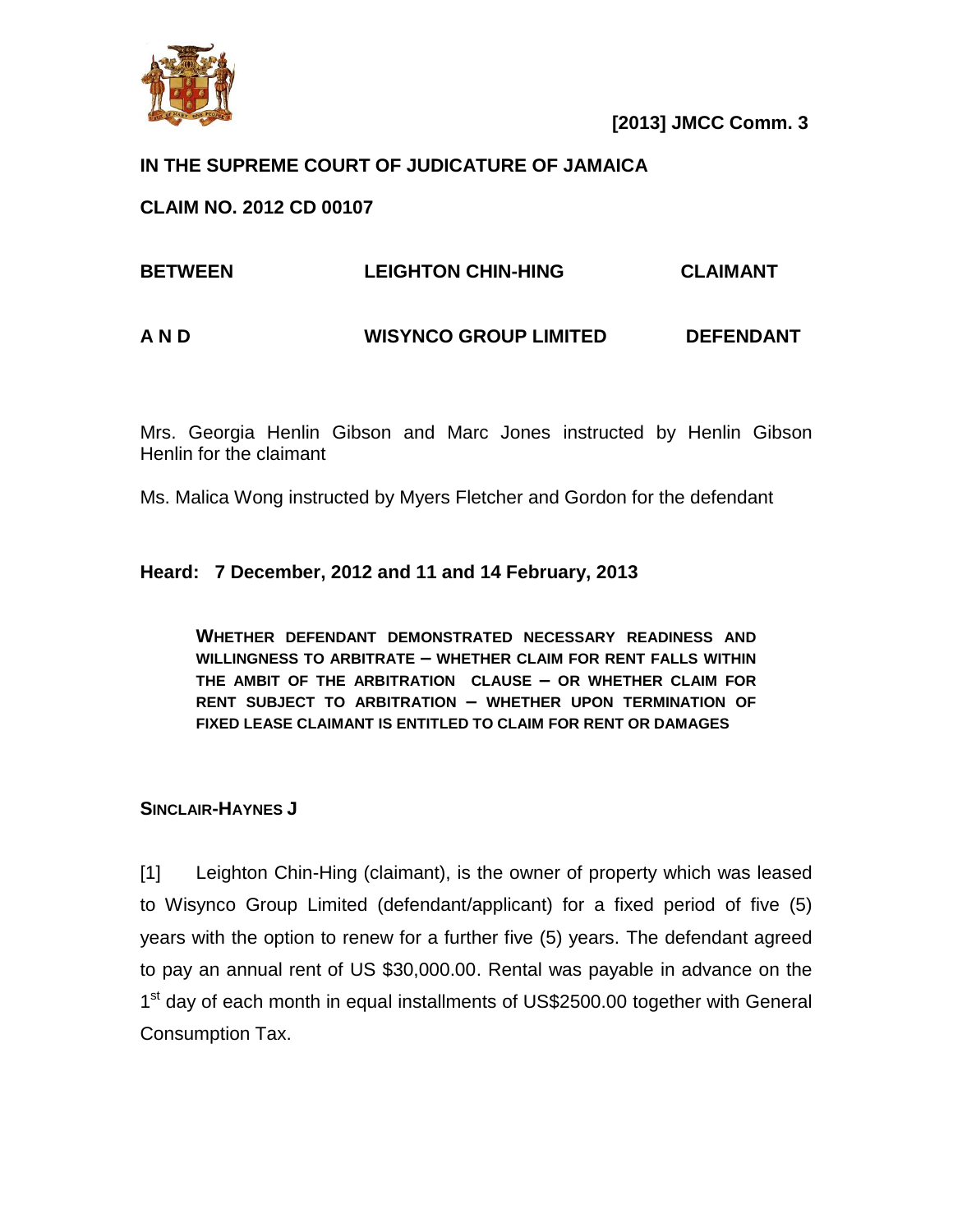**[2013] JMCC Comm. 3**

**IN THE SUPREME COURT OF JUDICATURE OF JAMAICA**

**CLAIM NO. 2012 CD 00107**

| | | |
|---|---|---|
| **BETWEEN** | **LEIGHTON CHIN-HING** | **CLAIMANT** |
| **A N D** | **WISYNCO GROUP LIMITED** | **DEFENDANT** |

Mrs. Georgia Henlin Gibson and Marc Jones instructed by Henlin Gibson Henlin for the claimant

Ms. Malica Wong instructed by Myers Fletcher and Gordon for the defendant

**Heard: 7 December, 2012 and 11 and 14 February, 2013**

**WHETHER DEFENDANT DEMONSTRATED NECESSARY READINESS AND WILLINGNESS TO ARBITRATE – WHETHER CLAIM FOR RENT FALLS WITHIN THE AMBIT OF THE ARBITRATION CLAUSE – OR WHETHER CLAIM FOR RENT SUBJECT TO ARBITRATION – WHETHER UPON TERMINATION OF FIXED LEASE CLAIMANT IS ENTITLED TO CLAIM FOR RENT OR DAMAGES**

**SINCLAIR-HAYNES J**

[1] Leighton Chin-Hing (claimant), is the owner of property which was leased to Wisynco Group Limited (defendant/applicant) for a fixed period of five (5) years with the option to renew for a further five (5) years. The defendant agreed to pay an annual rent of US $30,000.00. Rental was payable in advance on the 1st day of each month in equal installments of US$2500.00 together with General Consumption Tax.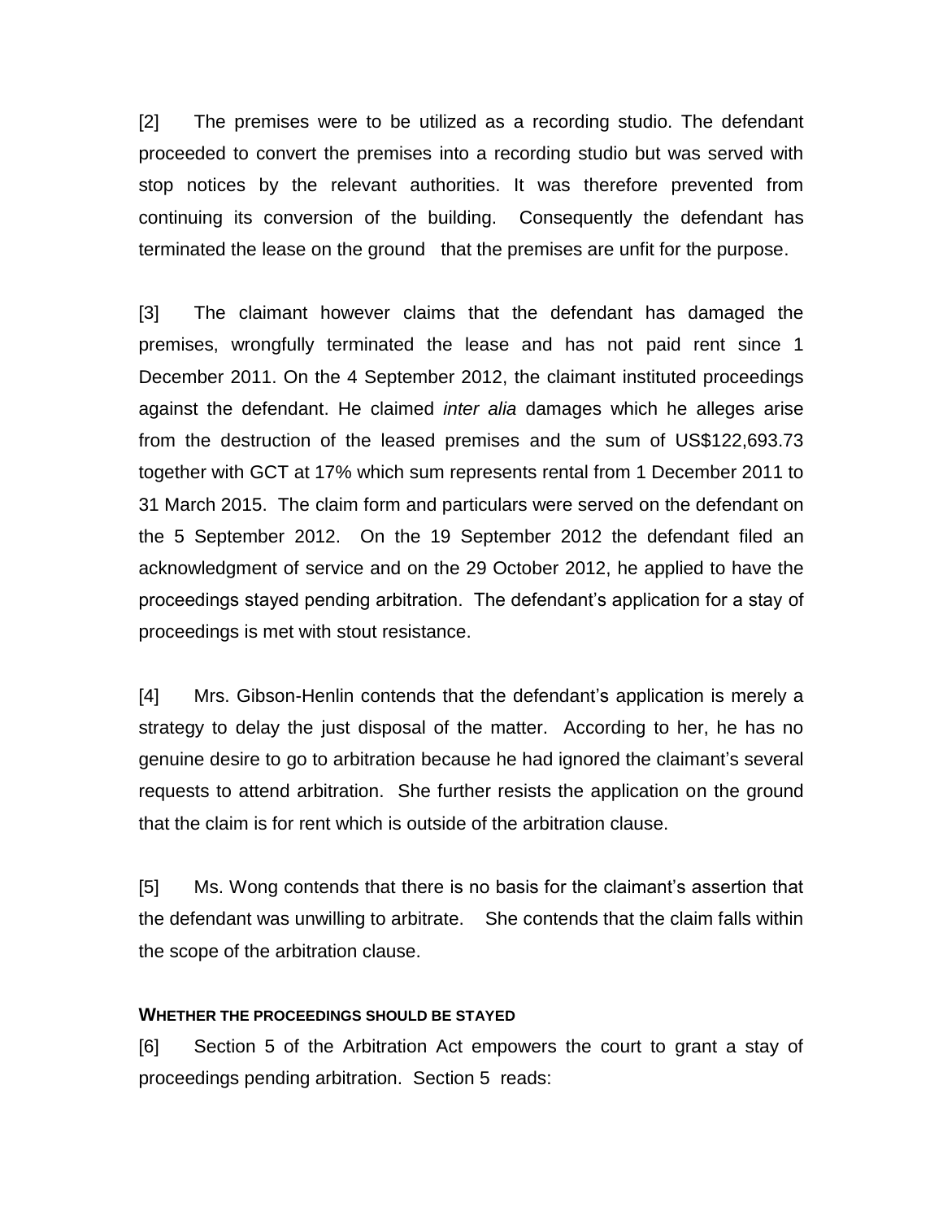[2] The premises were to be utilized as a recording studio. The defendant proceeded to convert the premises into a recording studio but was served with stop notices by the relevant authorities. It was therefore prevented from continuing its conversion of the building. Consequently the defendant has terminated the lease on the ground that the premises are unfit for the purpose.

[3] The claimant however claims that the defendant has damaged the premises, wrongfully terminated the lease and has not paid rent since 1 December 2011. On the 4 September 2012, the claimant instituted proceedings against the defendant. He claimed *inter alia* damages which he alleges arise from the destruction of the leased premises and the sum of US$122,693.73 together with GCT at 17% which sum represents rental from 1 December 2011 to 31 March 2015. The claim form and particulars were served on the defendant on the 5 September 2012. On the 19 September 2012 the defendant filed an acknowledgment of service and on the 29 October 2012, he applied to have the proceedings stayed pending arbitration. The defendant's application for a stay of proceedings is met with stout resistance.

[4] Mrs. Gibson-Henlin contends that the defendant's application is merely a strategy to delay the just disposal of the matter. According to her, he has no genuine desire to go to arbitration because he had ignored the claimant's several requests to attend arbitration. She further resists the application on the ground that the claim is for rent which is outside of the arbitration clause.

[5] Ms. Wong contends that there is no basis for the claimant's assertion that the defendant was unwilling to arbitrate. She contends that the claim falls within the scope of the arbitration clause.

### WHETHER THE PROCEEDINGS SHOULD BE STAYED

[6] Section 5 of the Arbitration Act empowers the court to grant a stay of proceedings pending arbitration. Section 5 reads: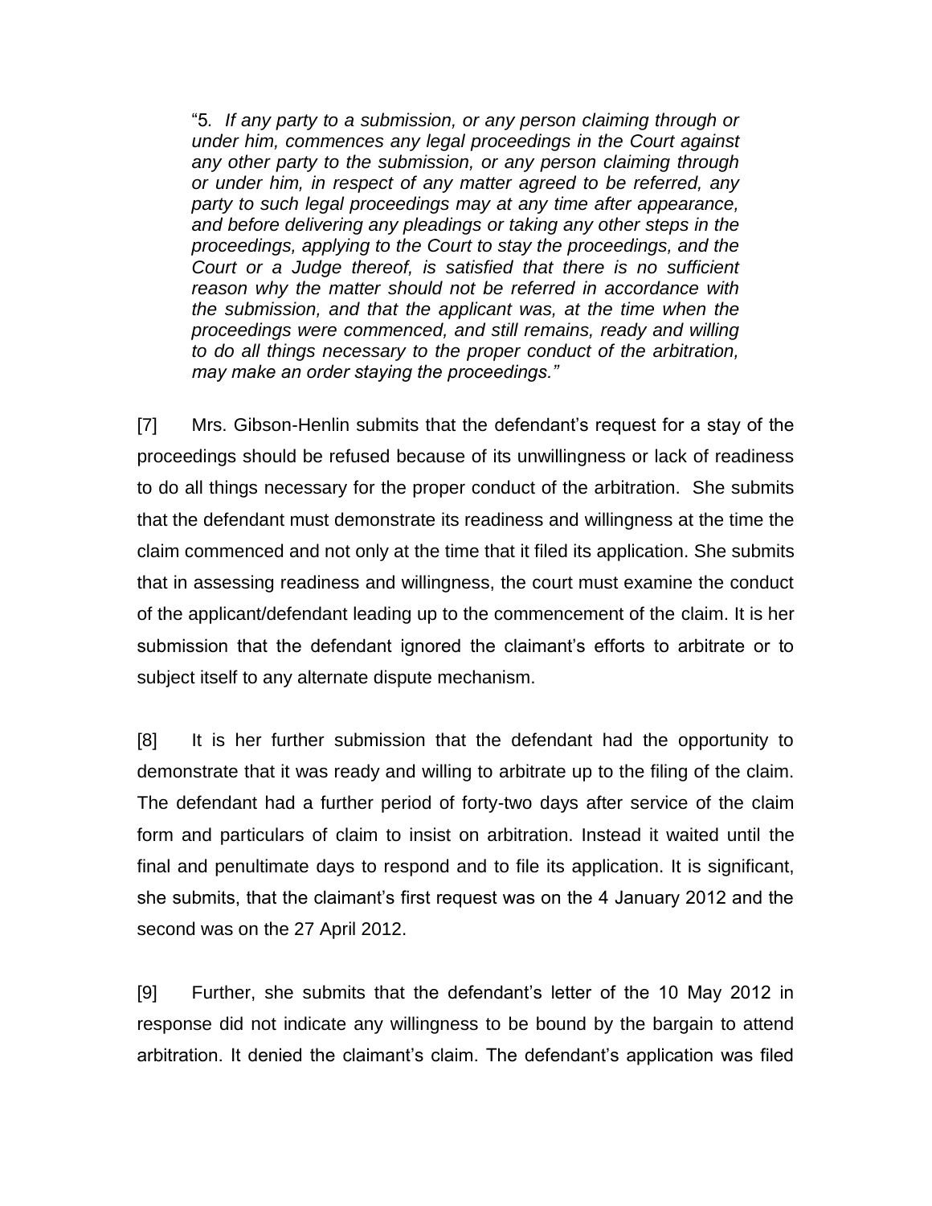> "5. *If any party to a submission, or any person claiming through or under him, commences any legal proceedings in the Court against any other party to the submission, or any person claiming through or under him, in respect of any matter agreed to be referred, any party to such legal proceedings may at any time after appearance, and before delivering any pleadings or taking any other steps in the proceedings, applying to the Court to stay the proceedings, and the Court or a Judge thereof, is satisfied that there is no sufficient reason why the matter should not be referred in accordance with the submission, and that the applicant was, at the time when the proceedings were commenced, and still remains, ready and willing to do all things necessary to the proper conduct of the arbitration, may make an order staying the proceedings."*

[7] Mrs. Gibson-Henlin submits that the defendant's request for a stay of the proceedings should be refused because of its unwillingness or lack of readiness to do all things necessary for the proper conduct of the arbitration. She submits that the defendant must demonstrate its readiness and willingness at the time the claim commenced and not only at the time that it filed its application. She submits that in assessing readiness and willingness, the court must examine the conduct of the applicant/defendant leading up to the commencement of the claim. It is her submission that the defendant ignored the claimant's efforts to arbitrate or to subject itself to any alternate dispute mechanism.

[8] It is her further submission that the defendant had the opportunity to demonstrate that it was ready and willing to arbitrate up to the filing of the claim. The defendant had a further period of forty-two days after service of the claim form and particulars of claim to insist on arbitration. Instead it waited until the final and penultimate days to respond and to file its application. It is significant, she submits, that the claimant's first request was on the 4 January 2012 and the second was on the 27 April 2012.

[9] Further, she submits that the defendant's letter of the 10 May 2012 in response did not indicate any willingness to be bound by the bargain to attend arbitration. It denied the claimant's claim. The defendant's application was filed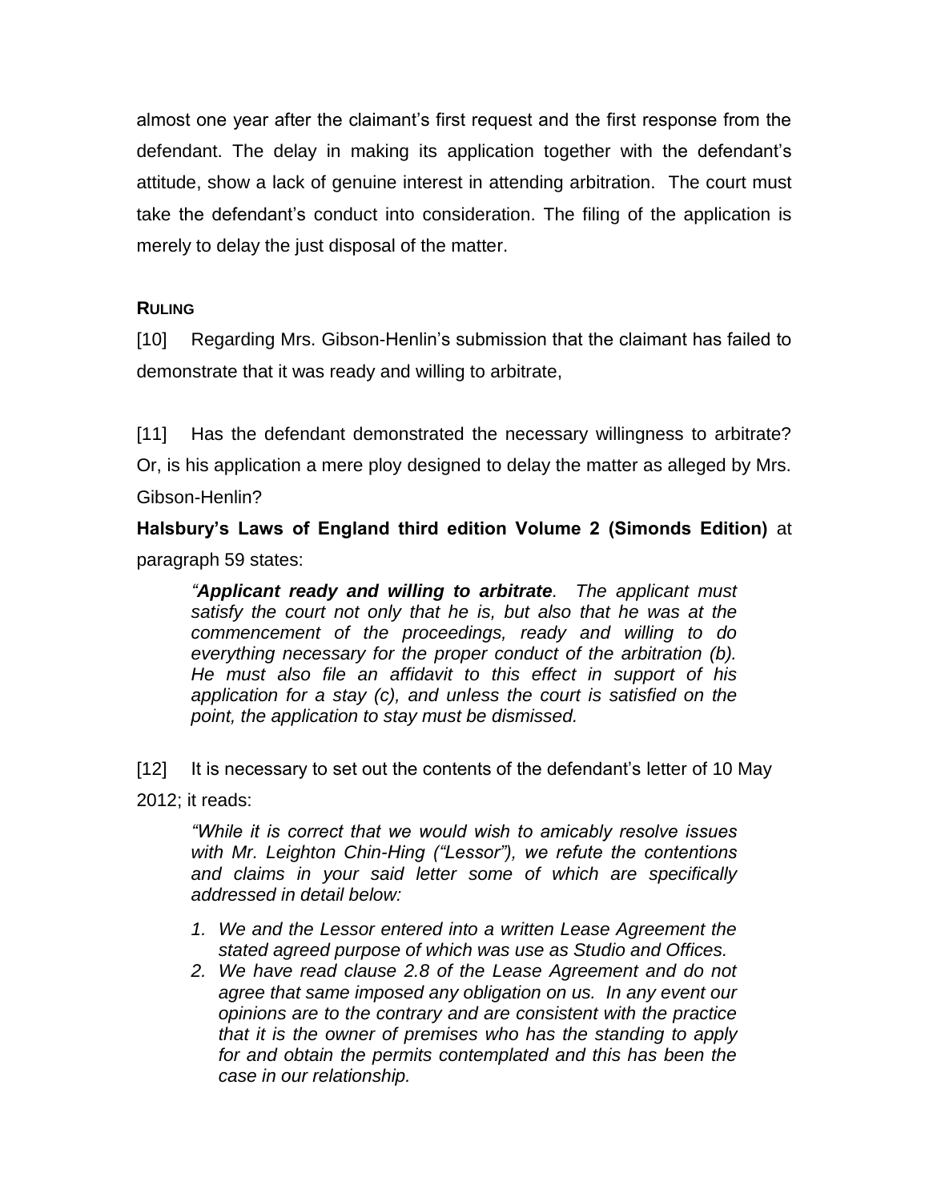almost one year after the claimant's first request and the first response from the defendant. The delay in making its application together with the defendant's attitude, show a lack of genuine interest in attending arbitration. The court must take the defendant's conduct into consideration. The filing of the application is merely to delay the just disposal of the matter.

**RULING**

[10] Regarding Mrs. Gibson-Henlin's submission that the claimant has failed to demonstrate that it was ready and willing to arbitrate,

[11] Has the defendant demonstrated the necessary willingness to arbitrate? Or, is his application a mere ploy designed to delay the matter as alleged by Mrs. Gibson-Henlin?

**Halsbury's Laws of England third edition Volume 2 (Simonds Edition)** at paragraph 59 states:

> *"**Applicant ready and willing to arbitrate**. The applicant must satisfy the court not only that he is, but also that he was at the commencement of the proceedings, ready and willing to do everything necessary for the proper conduct of the arbitration (b). He must also file an affidavit to this effect in support of his application for a stay (c), and unless the court is satisfied on the point, the application to stay must be dismissed.*

[12] It is necessary to set out the contents of the defendant's letter of 10 May 2012; it reads:

> *"While it is correct that we would wish to amicably resolve issues with Mr. Leighton Chin-Hing ("Lessor"), we refute the contentions and claims in your said letter some of which are specifically addressed in detail below:*
>
> 1. *We and the Lessor entered into a written Lease Agreement the stated agreed purpose of which was use as Studio and Offices.*
> 2. *We have read clause 2.8 of the Lease Agreement and do not agree that same imposed any obligation on us. In any event our opinions are to the contrary and are consistent with the practice that it is the owner of premises who has the standing to apply for and obtain the permits contemplated and this has been the case in our relationship.*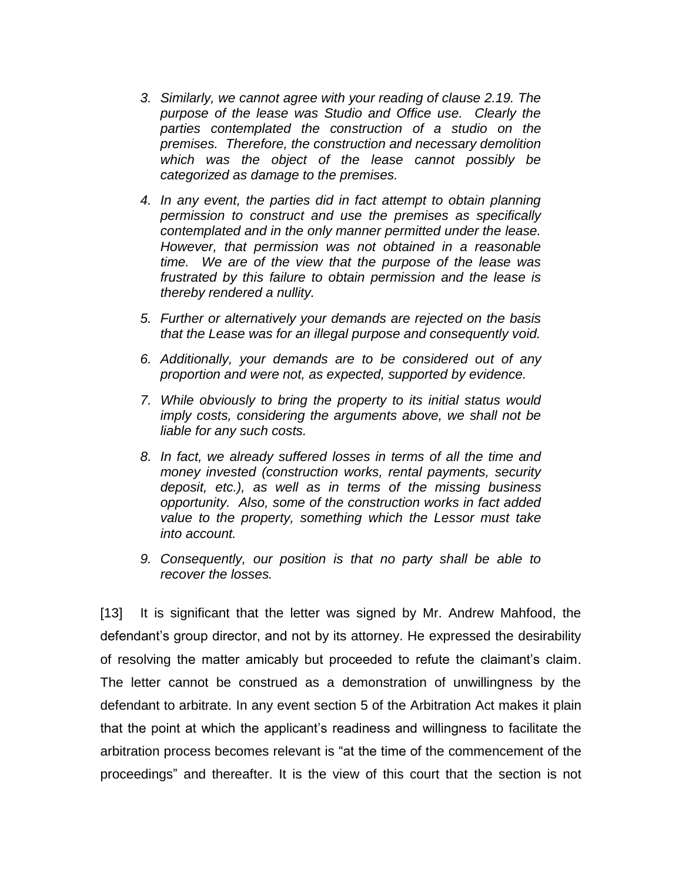3. *Similarly, we cannot agree with your reading of clause 2.19. The purpose of the lease was Studio and Office use. Clearly the parties contemplated the construction of a studio on the premises. Therefore, the construction and necessary demolition which was the object of the lease cannot possibly be categorized as damage to the premises.*

4. *In any event, the parties did in fact attempt to obtain planning permission to construct and use the premises as specifically contemplated and in the only manner permitted under the lease. However, that permission was not obtained in a reasonable time. We are of the view that the purpose of the lease was frustrated by this failure to obtain permission and the lease is thereby rendered a nullity.*

5. *Further or alternatively your demands are rejected on the basis that the Lease was for an illegal purpose and consequently void.*

6. *Additionally, your demands are to be considered out of any proportion and were not, as expected, supported by evidence.*

7. *While obviously to bring the property to its initial status would imply costs, considering the arguments above, we shall not be liable for any such costs.*

8. *In fact, we already suffered losses in terms of all the time and money invested (construction works, rental payments, security deposit, etc.), as well as in terms of the missing business opportunity. Also, some of the construction works in fact added value to the property, something which the Lessor must take into account.*

9. *Consequently, our position is that no party shall be able to recover the losses.*

[13] It is significant that the letter was signed by Mr. Andrew Mahfood, the defendant's group director, and not by its attorney. He expressed the desirability of resolving the matter amicably but proceeded to refute the claimant's claim. The letter cannot be construed as a demonstration of unwillingness by the defendant to arbitrate. In any event section 5 of the Arbitration Act makes it plain that the point at which the applicant's readiness and willingness to facilitate the arbitration process becomes relevant is "at the time of the commencement of the proceedings" and thereafter. It is the view of this court that the section is not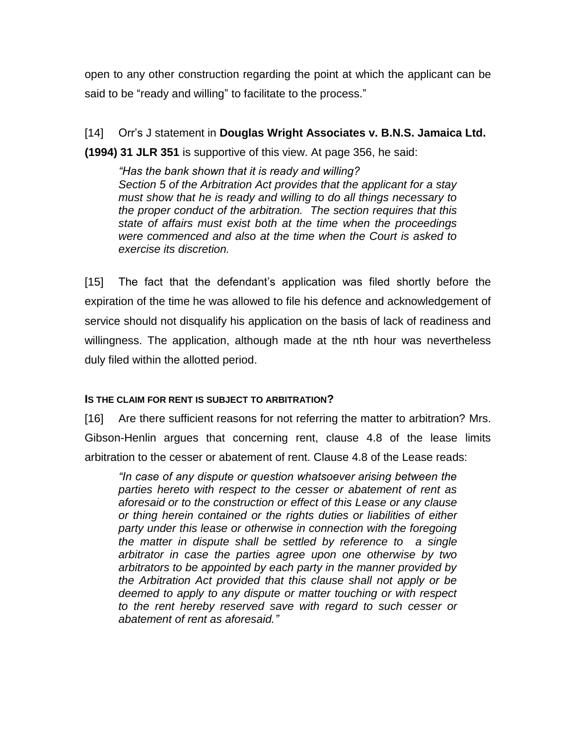open to any other construction regarding the point at which the applicant can be said to be "ready and willing" to facilitate to the process."

[14] Orr's J statement in **Douglas Wright Associates v. B.N.S. Jamaica Ltd. (1994) 31 JLR 351** is supportive of this view. At page 356, he said:

> *"Has the bank shown that it is ready and willing?*
> *Section 5 of the Arbitration Act provides that the applicant for a stay must show that he is ready and willing to do all things necessary to the proper conduct of the arbitration. The section requires that this state of affairs must exist both at the time when the proceedings were commenced and also at the time when the Court is asked to exercise its discretion.*

[15] The fact that the defendant's application was filed shortly before the expiration of the time he was allowed to file his defence and acknowledgement of service should not disqualify his application on the basis of lack of readiness and willingness. The application, although made at the nth hour was nevertheless duly filed within the allotted period.

#### IS THE CLAIM FOR RENT IS SUBJECT TO ARBITRATION?

[16] Are there sufficient reasons for not referring the matter to arbitration? Mrs. Gibson-Henlin argues that concerning rent, clause 4.8 of the lease limits arbitration to the cesser or abatement of rent. Clause 4.8 of the Lease reads:

> *"In case of any dispute or question whatsoever arising between the parties hereto with respect to the cesser or abatement of rent as aforesaid or to the construction or effect of this Lease or any clause or thing herein contained or the rights duties or liabilities of either party under this lease or otherwise in connection with the foregoing the matter in dispute shall be settled by reference to a single arbitrator in case the parties agree upon one otherwise by two arbitrators to be appointed by each party in the manner provided by the Arbitration Act provided that this clause shall not apply or be deemed to apply to any dispute or matter touching or with respect to the rent hereby reserved save with regard to such cesser or abatement of rent as aforesaid."*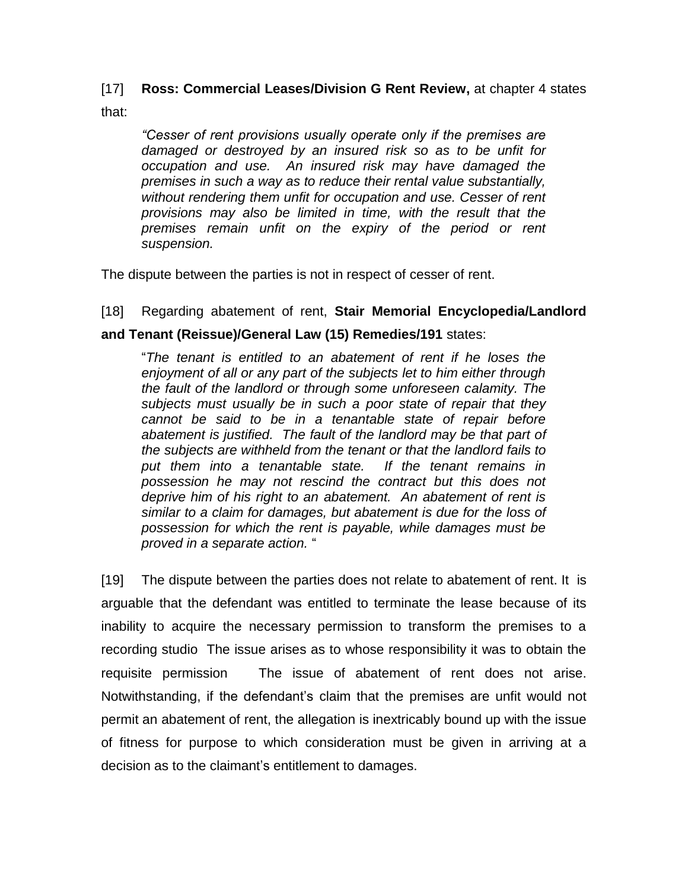[17] **Ross: Commercial Leases/Division G Rent Review,** at chapter 4 states that:

> *"Cesser of rent provisions usually operate only if the premises are damaged or destroyed by an insured risk so as to be unfit for occupation and use. An insured risk may have damaged the premises in such a way as to reduce their rental value substantially, without rendering them unfit for occupation and use. Cesser of rent provisions may also be limited in time, with the result that the premises remain unfit on the expiry of the period or rent suspension.*

The dispute between the parties is not in respect of cesser of rent.

[18] Regarding abatement of rent, **Stair Memorial Encyclopedia/Landlord and Tenant (Reissue)/General Law (15) Remedies/191** states:

> "*The tenant is entitled to an abatement of rent if he loses the enjoyment of all or any part of the subjects let to him either through the fault of the landlord or through some unforeseen calamity. The subjects must usually be in such a poor state of repair that they cannot be said to be in a tenantable state of repair before abatement is justified. The fault of the landlord may be that part of the subjects are withheld from the tenant or that the landlord fails to put them into a tenantable state. If the tenant remains in possession he may not rescind the contract but this does not deprive him of his right to an abatement. An abatement of rent is similar to a claim for damages, but abatement is due for the loss of possession for which the rent is payable, while damages must be proved in a separate action.* "

[19] The dispute between the parties does not relate to abatement of rent. It is arguable that the defendant was entitled to terminate the lease because of its inability to acquire the necessary permission to transform the premises to a recording studio The issue arises as to whose responsibility it was to obtain the requisite permission The issue of abatement of rent does not arise. Notwithstanding, if the defendant's claim that the premises are unfit would not permit an abatement of rent, the allegation is inextricably bound up with the issue of fitness for purpose to which consideration must be given in arriving at a decision as to the claimant's entitlement to damages.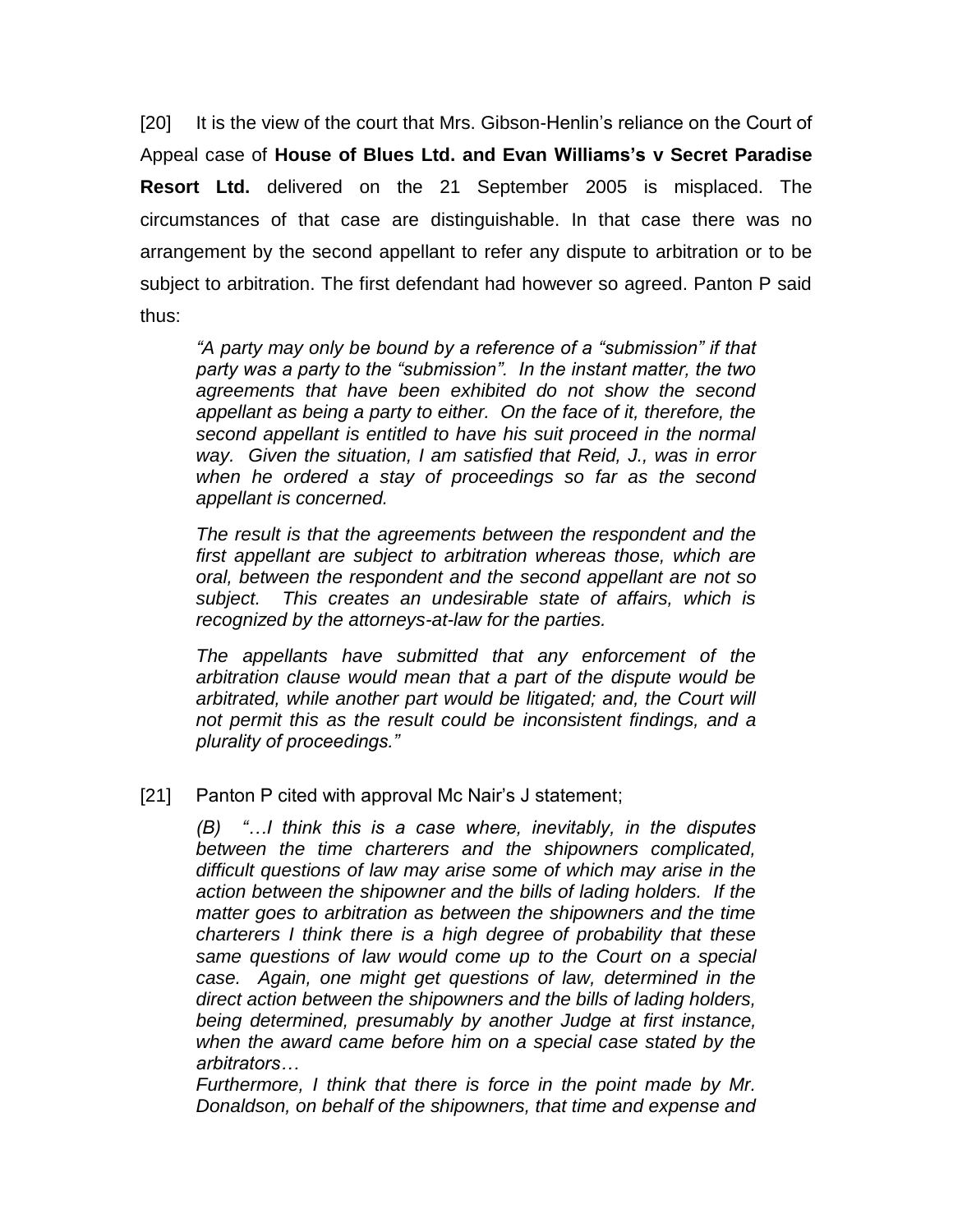[20] It is the view of the court that Mrs. Gibson-Henlin's reliance on the Court of Appeal case of **House of Blues Ltd. and Evan Williams's v Secret Paradise Resort Ltd.** delivered on the 21 September 2005 is misplaced. The circumstances of that case are distinguishable. In that case there was no arrangement by the second appellant to refer any dispute to arbitration or to be subject to arbitration. The first defendant had however so agreed. Panton P said thus:

> *"A party may only be bound by a reference of a "submission" if that party was a party to the "submission". In the instant matter, the two agreements that have been exhibited do not show the second appellant as being a party to either. On the face of it, therefore, the second appellant is entitled to have his suit proceed in the normal way. Given the situation, I am satisfied that Reid, J., was in error when he ordered a stay of proceedings so far as the second appellant is concerned.*
>
> *The result is that the agreements between the respondent and the first appellant are subject to arbitration whereas those, which are oral, between the respondent and the second appellant are not so subject. This creates an undesirable state of affairs, which is recognized by the attorneys-at-law for the parties.*
>
> *The appellants have submitted that any enforcement of the arbitration clause would mean that a part of the dispute would be arbitrated, while another part would be litigated; and, the Court will not permit this as the result could be inconsistent findings, and a plurality of proceedings."*

[21] Panton P cited with approval Mc Nair's J statement;

> *(B) "…I think this is a case where, inevitably, in the disputes between the time charterers and the shipowners complicated, difficult questions of law may arise some of which may arise in the action between the shipowner and the bills of lading holders. If the matter goes to arbitration as between the shipowners and the time charterers I think there is a high degree of probability that these same questions of law would come up to the Court on a special case. Again, one might get questions of law, determined in the direct action between the shipowners and the bills of lading holders, being determined, presumably by another Judge at first instance, when the award came before him on a special case stated by the arbitrators…*
>
> *Furthermore, I think that there is force in the point made by Mr. Donaldson, on behalf of the shipowners, that time and expense and*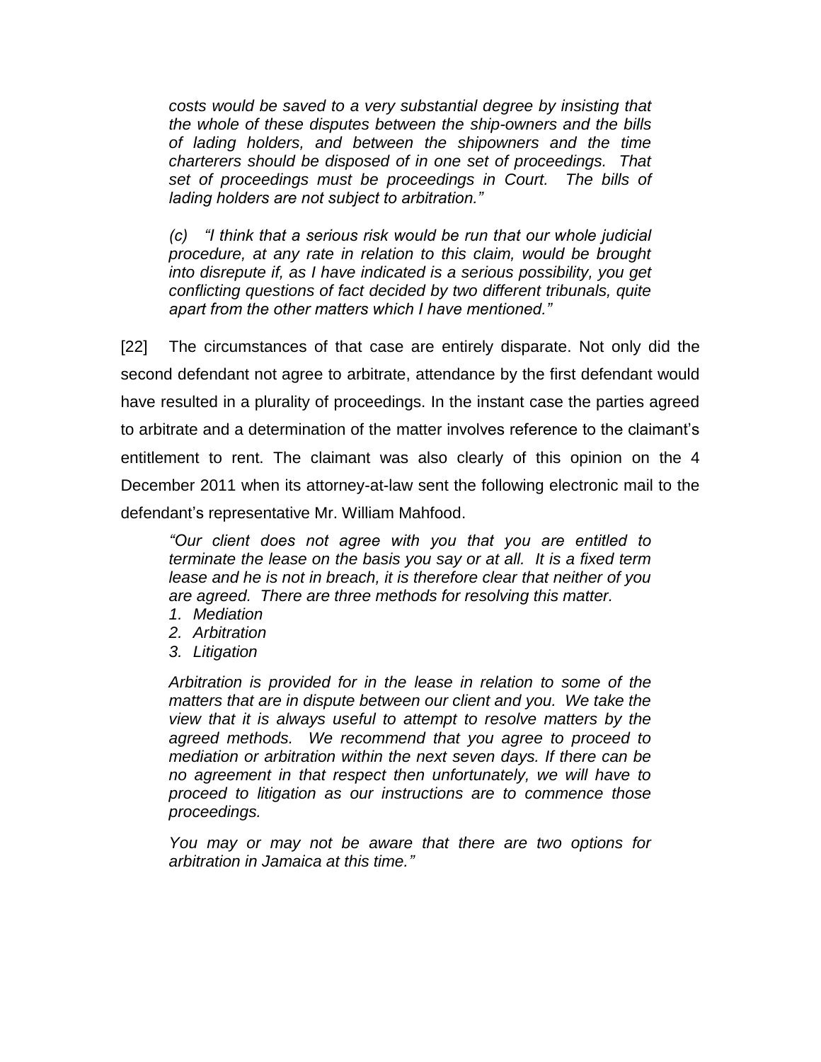*costs would be saved to a very substantial degree by insisting that the whole of these disputes between the ship-owners and the bills of lading holders, and between the shipowners and the time charterers should be disposed of in one set of proceedings. That set of proceedings must be proceedings in Court. The bills of lading holders are not subject to arbitration."*

*(c) "I think that a serious risk would be run that our whole judicial procedure, at any rate in relation to this claim, would be brought into disrepute if, as I have indicated is a serious possibility, you get conflicting questions of fact decided by two different tribunals, quite apart from the other matters which I have mentioned."*

[22] The circumstances of that case are entirely disparate. Not only did the second defendant not agree to arbitrate, attendance by the first defendant would have resulted in a plurality of proceedings. In the instant case the parties agreed to arbitrate and a determination of the matter involves reference to the claimant's entitlement to rent. The claimant was also clearly of this opinion on the 4 December 2011 when its attorney-at-law sent the following electronic mail to the defendant's representative Mr. William Mahfood.

*"Our client does not agree with you that you are entitled to terminate the lease on the basis you say or at all. It is a fixed term lease and he is not in breach, it is therefore clear that neither of you are agreed. There are three methods for resolving this matter.*

1. *Mediation*
2. *Arbitration*
3. *Litigation*

*Arbitration is provided for in the lease in relation to some of the matters that are in dispute between our client and you. We take the view that it is always useful to attempt to resolve matters by the agreed methods. We recommend that you agree to proceed to mediation or arbitration within the next seven days. If there can be no agreement in that respect then unfortunately, we will have to proceed to litigation as our instructions are to commence those proceedings.*

*You may or may not be aware that there are two options for arbitration in Jamaica at this time."*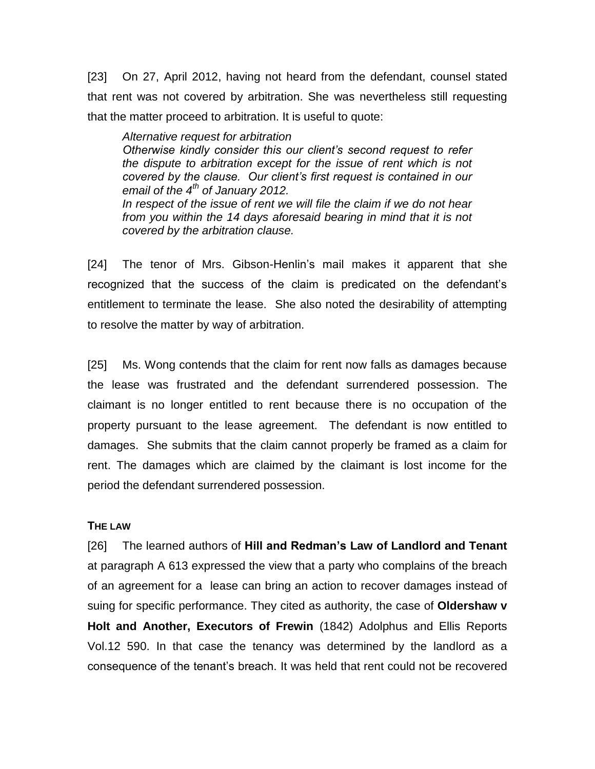[23] On 27, April 2012, having not heard from the defendant, counsel stated that rent was not covered by arbitration. She was nevertheless still requesting that the matter proceed to arbitration. It is useful to quote:

> *Alternative request for arbitration*
> *Otherwise kindly consider this our client's second request to refer the dispute to arbitration except for the issue of rent which is not covered by the clause. Our client's first request is contained in our email of the 4th of January 2012.*
> *In respect of the issue of rent we will file the claim if we do not hear from you within the 14 days aforesaid bearing in mind that it is not covered by the arbitration clause.*

[24] The tenor of Mrs. Gibson-Henlin's mail makes it apparent that she recognized that the success of the claim is predicated on the defendant's entitlement to terminate the lease. She also noted the desirability of attempting to resolve the matter by way of arbitration.

[25] Ms. Wong contends that the claim for rent now falls as damages because the lease was frustrated and the defendant surrendered possession. The claimant is no longer entitled to rent because there is no occupation of the property pursuant to the lease agreement. The defendant is now entitled to damages. She submits that the claim cannot properly be framed as a claim for rent. The damages which are claimed by the claimant is lost income for the period the defendant surrendered possession.

**THE LAW**

[26] The learned authors of **Hill and Redman's Law of Landlord and Tenant** at paragraph A 613 expressed the view that a party who complains of the breach of an agreement for a lease can bring an action to recover damages instead of suing for specific performance. They cited as authority, the case of **Oldershaw v Holt and Another, Executors of Frewin** (1842) Adolphus and Ellis Reports Vol.12 590. In that case the tenancy was determined by the landlord as a consequence of the tenant's breach. It was held that rent could not be recovered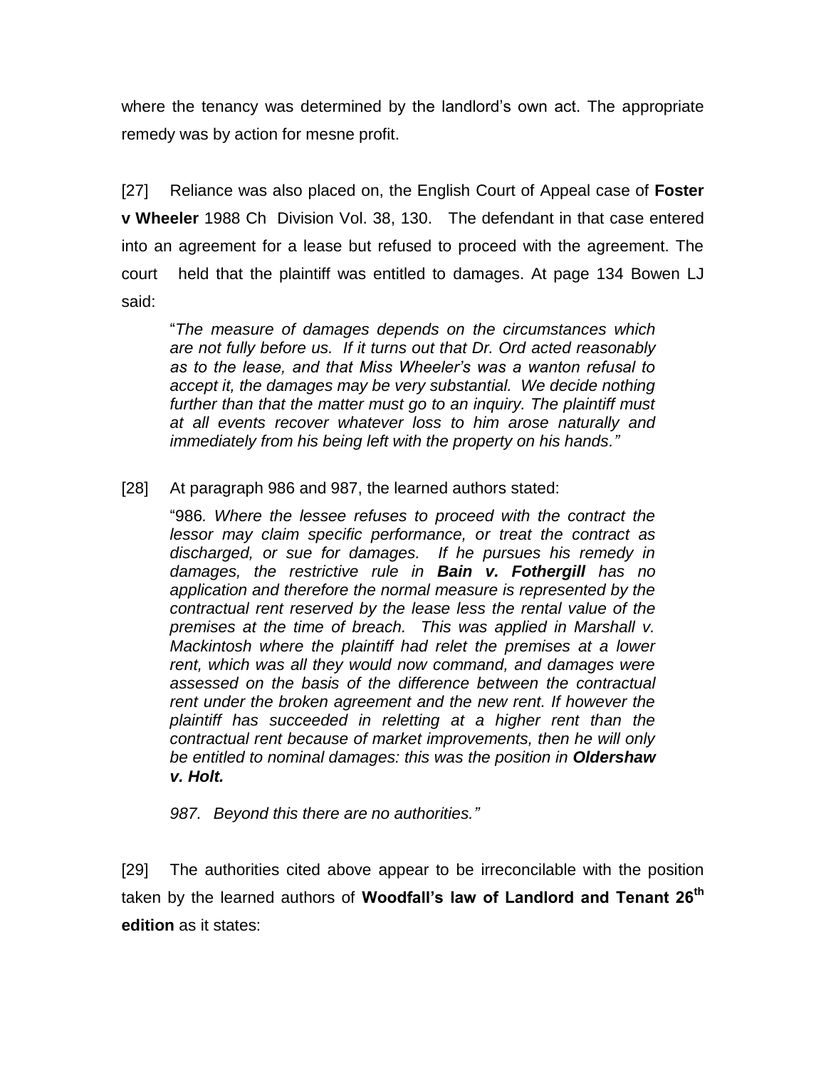where the tenancy was determined by the landlord's own act. The appropriate remedy was by action for mesne profit.

[27] Reliance was also placed on, the English Court of Appeal case of **Foster v Wheeler** 1988 Ch Division Vol. 38, 130. The defendant in that case entered into an agreement for a lease but refused to proceed with the agreement. The court held that the plaintiff was entitled to damages. At page 134 Bowen LJ said:

> "*The measure of damages depends on the circumstances which are not fully before us. If it turns out that Dr. Ord acted reasonably as to the lease, and that Miss Wheeler's was a wanton refusal to accept it, the damages may be very substantial. We decide nothing further than that the matter must go to an inquiry. The plaintiff must at all events recover whatever loss to him arose naturally and immediately from his being left with the property on his hands.*"

[28] At paragraph 986 and 987, the learned authors stated:

> "986*. Where the lessee refuses to proceed with the contract the lessor may claim specific performance, or treat the contract as discharged, or sue for damages. If he pursues his remedy in damages, the restrictive rule in **Bain v. Fothergill** has no application and therefore the normal measure is represented by the contractual rent reserved by the lease less the rental value of the premises at the time of breach. This was applied in Marshall v. Mackintosh where the plaintiff had relet the premises at a lower rent, which was all they would now command, and damages were assessed on the basis of the difference between the contractual rent under the broken agreement and the new rent. If however the plaintiff has succeeded in reletting at a higher rent than the contractual rent because of market improvements, then he will only be entitled to nominal damages: this was the position in **Oldershaw v. Holt.***
>
> *987. Beyond this there are no authorities.*"

[29] The authorities cited above appear to be irreconcilable with the position taken by the learned authors of **Woodfall's law of Landlord and Tenant 26th edition** as it states: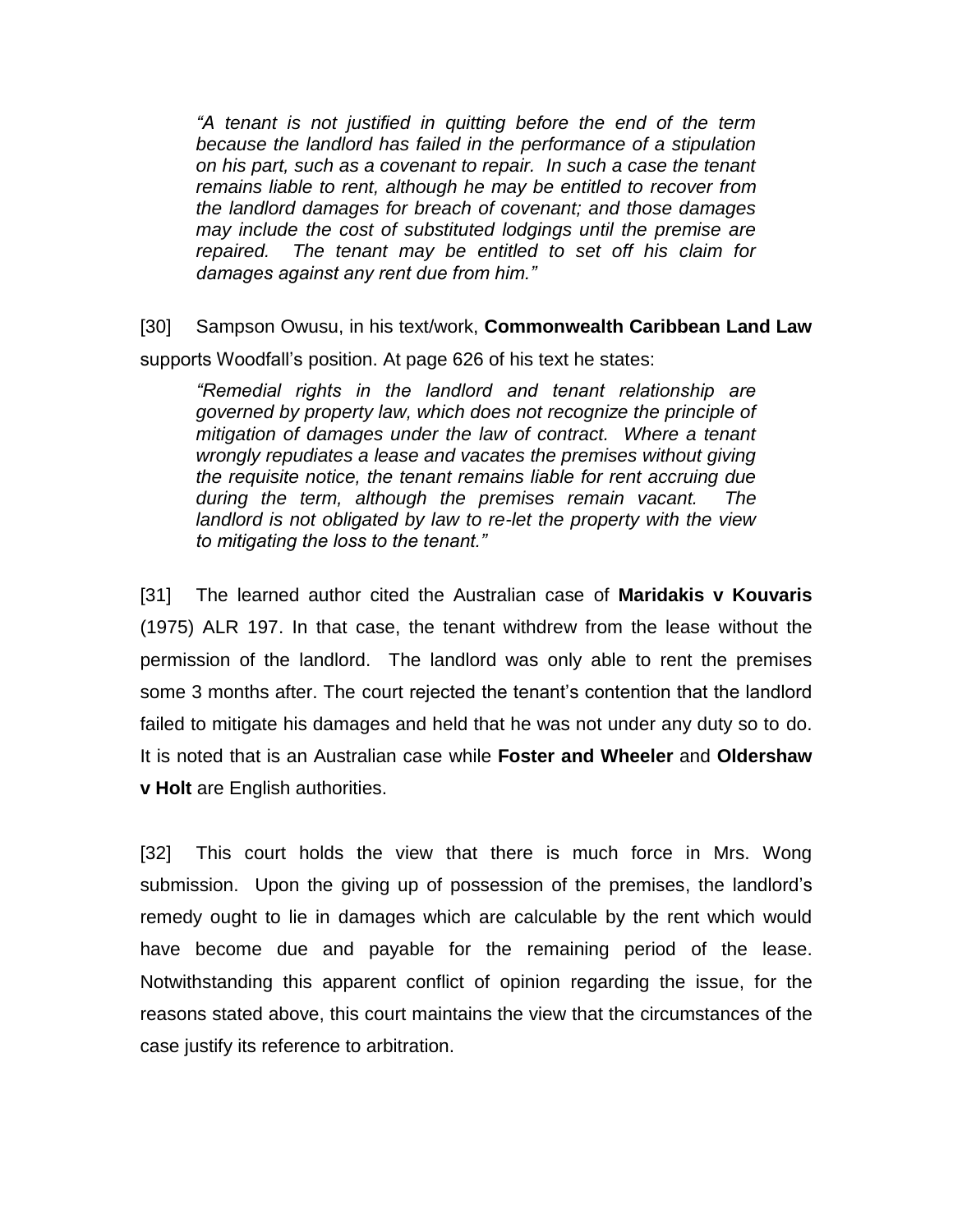> *"A tenant is not justified in quitting before the end of the term because the landlord has failed in the performance of a stipulation on his part, such as a covenant to repair. In such a case the tenant remains liable to rent, although he may be entitled to recover from the landlord damages for breach of covenant; and those damages may include the cost of substituted lodgings until the premise are repaired. The tenant may be entitled to set off his claim for damages against any rent due from him."*

[30] Sampson Owusu, in his text/work, **Commonwealth Caribbean Land Law** supports Woodfall's position. At page 626 of his text he states:

> *"Remedial rights in the landlord and tenant relationship are governed by property law, which does not recognize the principle of mitigation of damages under the law of contract. Where a tenant wrongly repudiates a lease and vacates the premises without giving the requisite notice, the tenant remains liable for rent accruing due during the term, although the premises remain vacant. The landlord is not obligated by law to re-let the property with the view to mitigating the loss to the tenant."*

[31] The learned author cited the Australian case of **Maridakis v Kouvaris** (1975) ALR 197. In that case, the tenant withdrew from the lease without the permission of the landlord. The landlord was only able to rent the premises some 3 months after. The court rejected the tenant's contention that the landlord failed to mitigate his damages and held that he was not under any duty so to do. It is noted that is an Australian case while **Foster and Wheeler** and **Oldershaw v Holt** are English authorities.

[32] This court holds the view that there is much force in Mrs. Wong submission. Upon the giving up of possession of the premises, the landlord's remedy ought to lie in damages which are calculable by the rent which would have become due and payable for the remaining period of the lease. Notwithstanding this apparent conflict of opinion regarding the issue, for the reasons stated above, this court maintains the view that the circumstances of the case justify its reference to arbitration.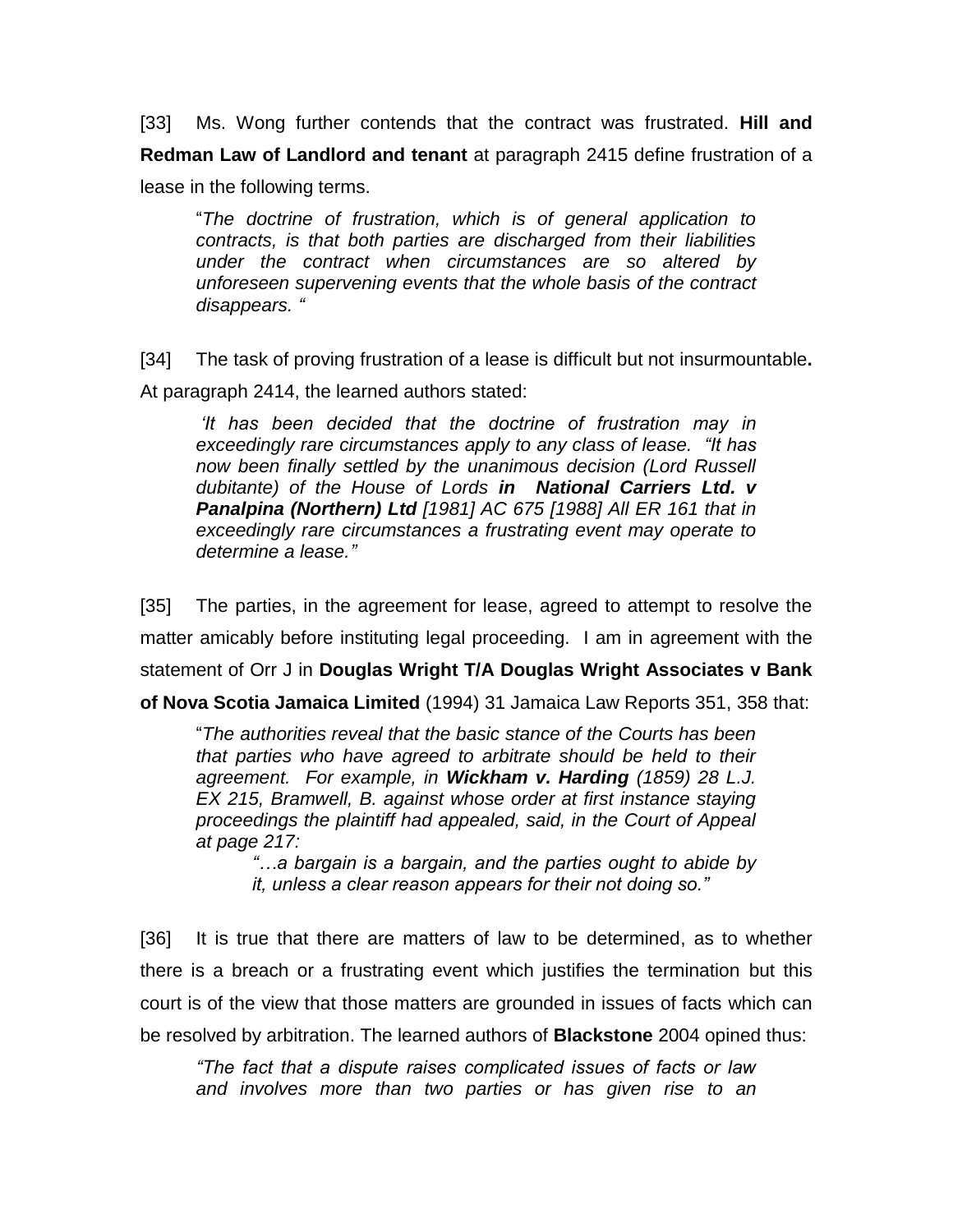[33] Ms. Wong further contends that the contract was frustrated. **Hill and Redman Law of Landlord and tenant** at paragraph 2415 define frustration of a lease in the following terms.

> "*The doctrine of frustration, which is of general application to contracts, is that both parties are discharged from their liabilities under the contract when circumstances are so altered by unforeseen supervening events that the whole basis of the contract disappears.* "

[34] The task of proving frustration of a lease is difficult but not insurmountable**.** At paragraph 2414, the learned authors stated:

> *'It has been decided that the doctrine of frustration may in exceedingly rare circumstances apply to any class of lease. "It has now been finally settled by the unanimous decision (Lord Russell dubitante) of the House of Lords* ***in National Carriers Ltd. v Panalpina (Northern) Ltd*** *[1981] AC 675 [1988] All ER 161 that in exceedingly rare circumstances a frustrating event may operate to determine a lease."*

[35] The parties, in the agreement for lease, agreed to attempt to resolve the matter amicably before instituting legal proceeding. I am in agreement with the statement of Orr J in **Douglas Wright T/A Douglas Wright Associates v Bank of Nova Scotia Jamaica Limited** (1994) 31 Jamaica Law Reports 351, 358 that:

> "*The authorities reveal that the basic stance of the Courts has been that parties who have agreed to arbitrate should be held to their agreement. For example, in* ***Wickham v. Harding*** *(1859) 28 L.J. EX 215, Bramwell, B. against whose order at first instance staying proceedings the plaintiff had appealed, said, in the Court of Appeal at page 217:*
>
> > *"…a bargain is a bargain, and the parties ought to abide by it, unless a clear reason appears for their not doing so."*

[36] It is true that there are matters of law to be determined, as to whether there is a breach or a frustrating event which justifies the termination but this court is of the view that those matters are grounded in issues of facts which can be resolved by arbitration. The learned authors of **Blackstone** 2004 opined thus:

> *"The fact that a dispute raises complicated issues of facts or law and involves more than two parties or has given rise to an*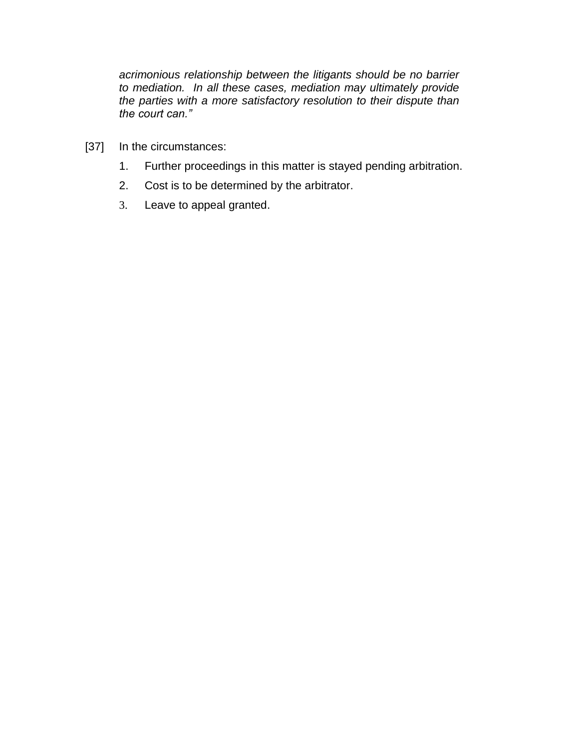*acrimonious relationship between the litigants should be no barrier to mediation. In all these cases, mediation may ultimately provide the parties with a more satisfactory resolution to their dispute than the court can."*

[37] In the circumstances:

1. Further proceedings in this matter is stayed pending arbitration.
2. Cost is to be determined by the arbitrator.
3. Leave to appeal granted.